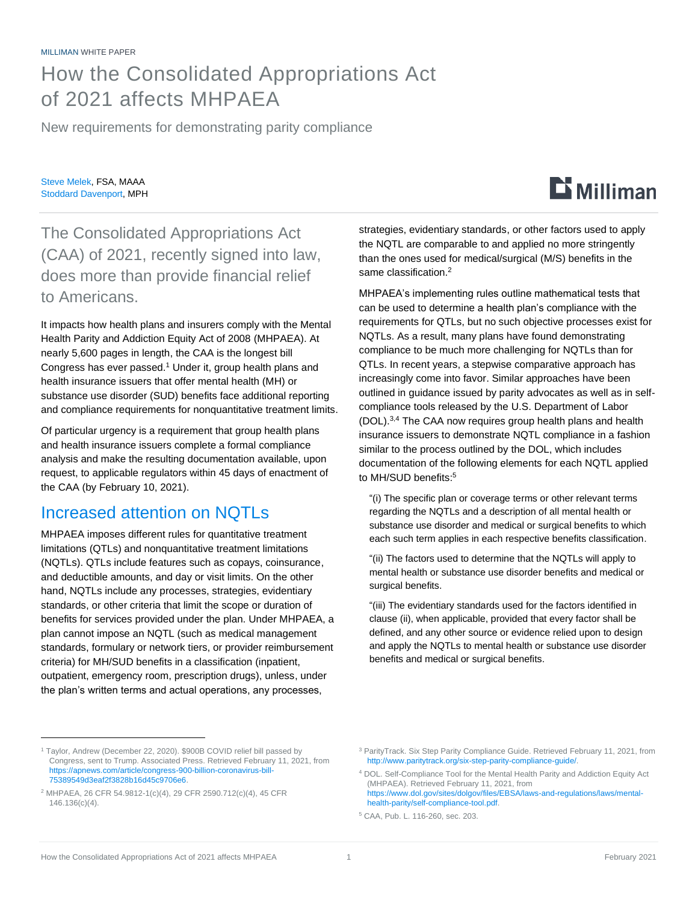MILLIMAN WHITE PAPER

# How the Consolidated Appropriations Act of 2021 affects MHPAEA

New requirements for demonstrating parity compliance

Steve Melek, FSA, MAAA
Stoddard Davenport, MPH

The Consolidated Appropriations Act (CAA) of 2021, recently signed into law, does more than provide financial relief to Americans.

It impacts how health plans and insurers comply with the Mental Health Parity and Addiction Equity Act of 2008 (MHPAEA). At nearly 5,600 pages in length, the CAA is the longest bill Congress has ever passed.[1] Under it, group health plans and health insurance issuers that offer mental health (MH) or substance use disorder (SUD) benefits face additional reporting and compliance requirements for nonquantitative treatment limits.

Of particular urgency is a requirement that group health plans and health insurance issuers complete a formal compliance analysis and make the resulting documentation available, upon request, to applicable regulators within 45 days of enactment of the CAA (by February 10, 2021).

## Increased attention on NQTLs

MHPAEA imposes different rules for quantitative treatment limitations (QTLs) and nonquantitative treatment limitations (NQTLs). QTLs include features such as copays, coinsurance, and deductible amounts, and day or visit limits. On the other hand, NQTLs include any processes, strategies, evidentiary standards, or other criteria that limit the scope or duration of benefits for services provided under the plan. Under MHPAEA, a plan cannot impose an NQTL (such as medical management standards, formulary or network tiers, or provider reimbursement criteria) for MH/SUD benefits in a classification (inpatient, outpatient, emergency room, prescription drugs), unless, under the plan's written terms and actual operations, any processes, strategies, evidentiary standards, or other factors used to apply the NQTL are comparable to and applied no more stringently than the ones used for medical/surgical (M/S) benefits in the same classification.[2]

MHPAEA's implementing rules outline mathematical tests that can be used to determine a health plan's compliance with the requirements for QTLs, but no such objective processes exist for NQTLs. As a result, many plans have found demonstrating compliance to be much more challenging for NQTLs than for QTLs. In recent years, a stepwise comparative approach has increasingly come into favor. Similar approaches have been outlined in guidance issued by parity advocates as well as in self-compliance tools released by the U.S. Department of Labor (DOL).[3,4] The CAA now requires group health plans and health insurance issuers to demonstrate NQTL compliance in a fashion similar to the process outlined by the DOL, which includes documentation of the following elements for each NQTL applied to MH/SUD benefits:[5]

"(i) The specific plan or coverage terms or other relevant terms regarding the NQTLs and a description of all mental health or substance use disorder and medical or surgical benefits to which each such term applies in each respective benefits classification.

"(ii) The factors used to determine that the NQTLs will apply to mental health or substance use disorder benefits and medical or surgical benefits.

"(iii) The evidentiary standards used for the factors identified in clause (ii), when applicable, provided that every factor shall be defined, and any other source or evidence relied upon to design and apply the NQTLs to mental health or substance use disorder benefits and medical or surgical benefits.

---

[1] Taylor, Andrew (December 22, 2020). $900B COVID relief bill passed by Congress, sent to Trump. Associated Press. Retrieved February 11, 2021, from https://apnews.com/article/congress-900-billion-coronavirus-bill-75389549d3eaf2f3828b16d45c9706e6.

[2] MHPAEA, 26 CFR 54.9812-1(c)(4), 29 CFR 2590.712(c)(4), 45 CFR 146.136(c)(4).

[3] ParityTrack. Six Step Parity Compliance Guide. Retrieved February 11, 2021, from http://www.paritytrack.org/six-step-parity-compliance-guide/.

[4] DOL. Self-Compliance Tool for the Mental Health Parity and Addiction Equity Act (MHPAEA). Retrieved February 11, 2021, from https://www.dol.gov/sites/dolgov/files/EBSA/laws-and-regulations/laws/mental-health-parity/self-compliance-tool.pdf.

[5] CAA, Pub. L. 116-260, sec. 203.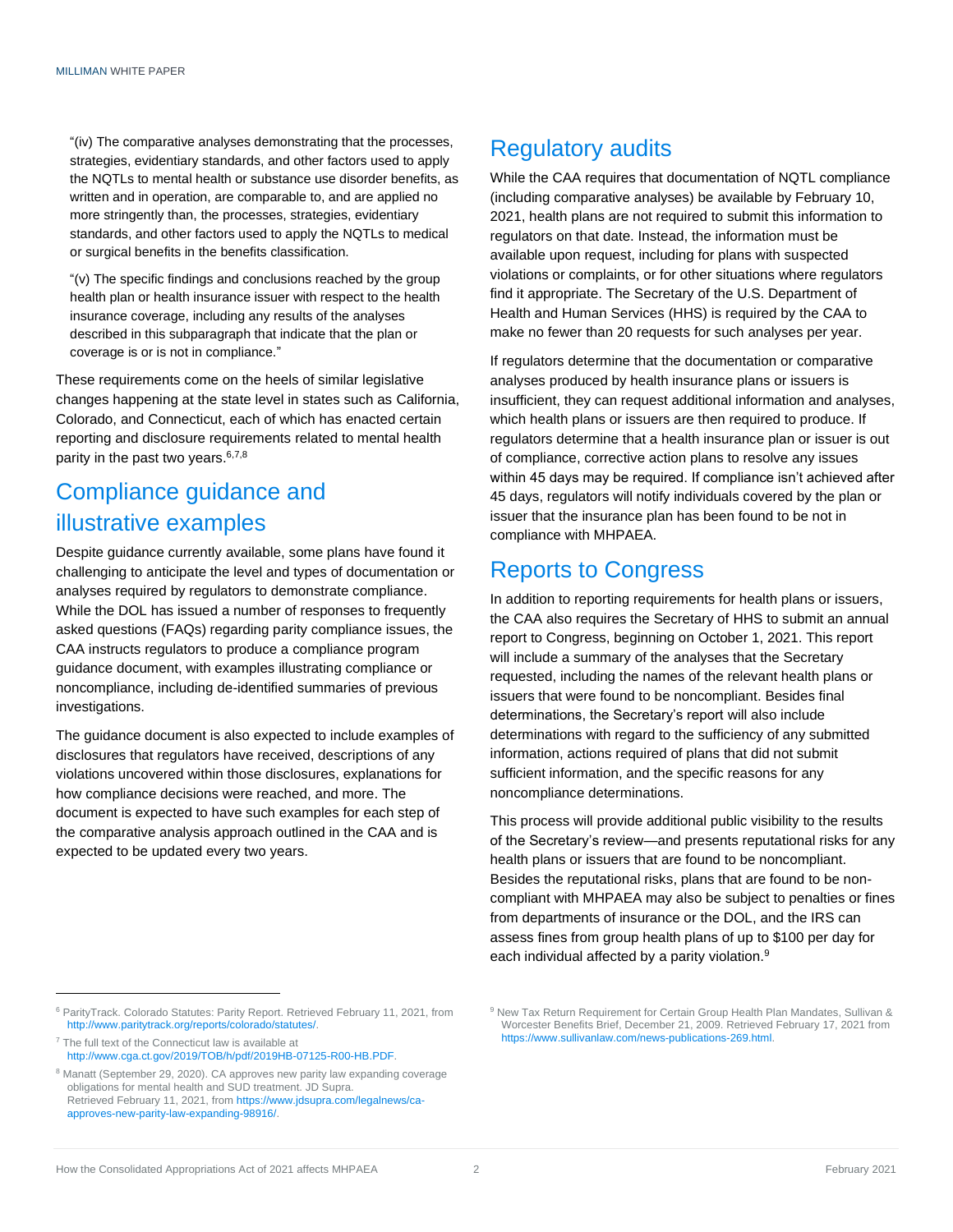"(iv) The comparative analyses demonstrating that the processes, strategies, evidentiary standards, and other factors used to apply the NQTLs to mental health or substance use disorder benefits, as written and in operation, are comparable to, and are applied no more stringently than, the processes, strategies, evidentiary standards, and other factors used to apply the NQTLs to medical or surgical benefits in the benefits classification.

"(v) The specific findings and conclusions reached by the group health plan or health insurance issuer with respect to the health insurance coverage, including any results of the analyses described in this subparagraph that indicate that the plan or coverage is or is not in compliance."

These requirements come on the heels of similar legislative changes happening at the state level in states such as California, Colorado, and Connecticut, each of which has enacted certain reporting and disclosure requirements related to mental health parity in the past two years.[6,7,8]

## Compliance guidance and illustrative examples

Despite guidance currently available, some plans have found it challenging to anticipate the level and types of documentation or analyses required by regulators to demonstrate compliance. While the DOL has issued a number of responses to frequently asked questions (FAQs) regarding parity compliance issues, the CAA instructs regulators to produce a compliance program guidance document, with examples illustrating compliance or noncompliance, including de-identified summaries of previous investigations.

The guidance document is also expected to include examples of disclosures that regulators have received, descriptions of any violations uncovered within those disclosures, explanations for how compliance decisions were reached, and more. The document is expected to have such examples for each step of the comparative analysis approach outlined in the CAA and is expected to be updated every two years.

## Regulatory audits

While the CAA requires that documentation of NQTL compliance (including comparative analyses) be available by February 10, 2021, health plans are not required to submit this information to regulators on that date. Instead, the information must be available upon request, including for plans with suspected violations or complaints, or for other situations where regulators find it appropriate. The Secretary of the U.S. Department of Health and Human Services (HHS) is required by the CAA to make no fewer than 20 requests for such analyses per year.

If regulators determine that the documentation or comparative analyses produced by health insurance plans or issuers is insufficient, they can request additional information and analyses, which health plans or issuers are then required to produce. If regulators determine that a health insurance plan or issuer is out of compliance, corrective action plans to resolve any issues within 45 days may be required. If compliance isn't achieved after 45 days, regulators will notify individuals covered by the plan or issuer that the insurance plan has been found to be not in compliance with MHPAEA.

## Reports to Congress

In addition to reporting requirements for health plans or issuers, the CAA also requires the Secretary of HHS to submit an annual report to Congress, beginning on October 1, 2021. This report will include a summary of the analyses that the Secretary requested, including the names of the relevant health plans or issuers that were found to be noncompliant. Besides final determinations, the Secretary's report will also include determinations with regard to the sufficiency of any submitted information, actions required of plans that did not submit sufficient information, and the specific reasons for any noncompliance determinations.

This process will provide additional public visibility to the results of the Secretary's review—and presents reputational risks for any health plans or issuers that are found to be noncompliant. Besides the reputational risks, plans that are found to be non-compliant with MHPAEA may also be subject to penalties or fines from departments of insurance or the DOL, and the IRS can assess fines from group health plans of up to $100 per day for each individual affected by a parity violation.[9]

---

[6] ParityTrack. Colorado Statutes: Parity Report. Retrieved February 11, 2021, from http://www.paritytrack.org/reports/colorado/statutes/.

[7] The full text of the Connecticut law is available at http://www.cga.ct.gov/2019/TOB/h/pdf/2019HB-07125-R00-HB.PDF.

[8] Manatt (September 29, 2020). CA approves new parity law expanding coverage obligations for mental health and SUD treatment. JD Supra. Retrieved February 11, 2021, from https://www.jdsupra.com/legalnews/ca-approves-new-parity-law-expanding-98916/.

[9] New Tax Return Requirement for Certain Group Health Plan Mandates, Sullivan & Worcester Benefits Brief, December 21, 2009. Retrieved February 17, 2021 from https://www.sullivanlaw.com/news-publications-269.html.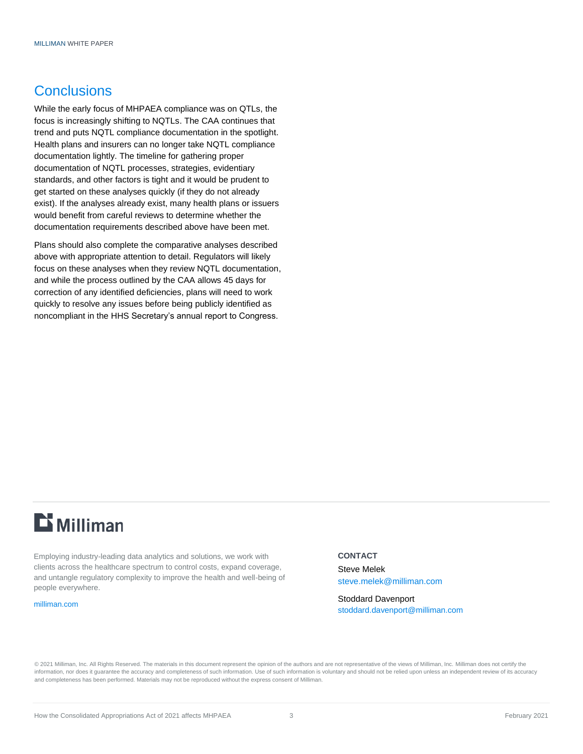## Conclusions

While the early focus of MHPAEA compliance was on QTLs, the focus is increasingly shifting to NQTLs. The CAA continues that trend and puts NQTL compliance documentation in the spotlight. Health plans and insurers can no longer take NQTL compliance documentation lightly. The timeline for gathering proper documentation of NQTL processes, strategies, evidentiary standards, and other factors is tight and it would be prudent to get started on these analyses quickly (if they do not already exist). If the analyses already exist, many health plans or issuers would benefit from careful reviews to determine whether the documentation requirements described above have been met.

Plans should also complete the comparative analyses described above with appropriate attention to detail. Regulators will likely focus on these analyses when they review NQTL documentation, and while the process outlined by the CAA allows 45 days for correction of any identified deficiencies, plans will need to work quickly to resolve any issues before being publicly identified as noncompliant in the HHS Secretary's annual report to Congress.

Milliman

Employing industry-leading data analytics and solutions, we work with clients across the healthcare spectrum to control costs, expand coverage, and untangle regulatory complexity to improve the health and well-being of people everywhere.

milliman.com

**CONTACT**

Steve Melek
steve.melek@milliman.com

Stoddard Davenport
stoddard.davenport@milliman.com

© 2021 Milliman, Inc. All Rights Reserved. The materials in this document represent the opinion of the authors and are not representative of the views of Milliman, Inc. Milliman does not certify the information, nor does it guarantee the accuracy and completeness of such information. Use of such information is voluntary and should not be relied upon unless an independent review of its accuracy and completeness has been performed. Materials may not be reproduced without the express consent of Milliman.